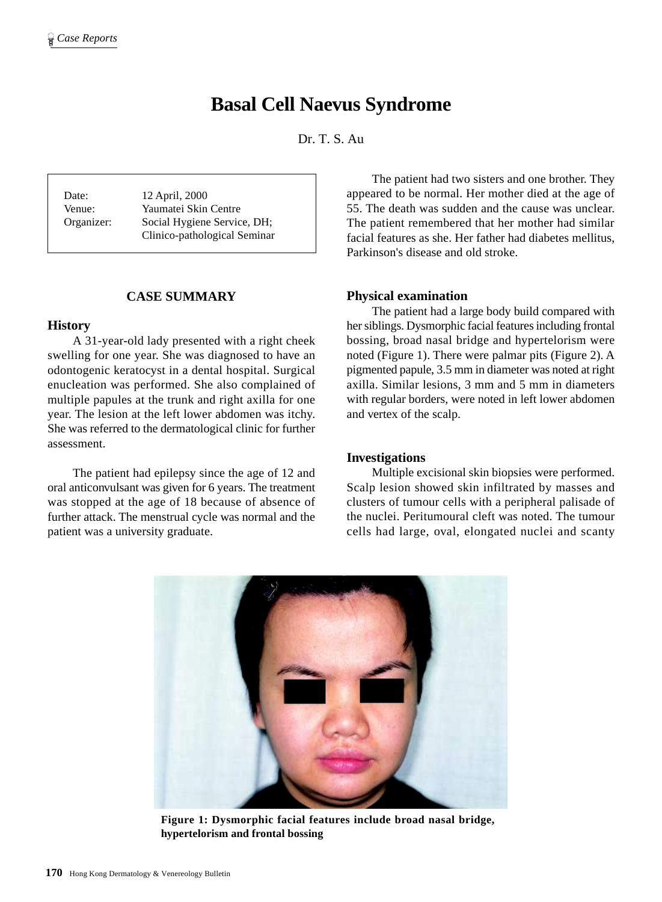# Basal Cell Naevus Syndrome

Dr. T. S. Au

| | |
|---|---|
| Date: | 12 April, 2000 |
| Venue: | Yaumatei Skin Centre |
| Organizer: | Social Hygiene Service, DH; Clinico-pathological Seminar |

## CASE SUMMARY

### History

A 31-year-old lady presented with a right cheek swelling for one year. She was diagnosed to have an odontogenic keratocyst in a dental hospital. Surgical enucleation was performed. She also complained of multiple papules at the trunk and right axilla for one year. The lesion at the left lower abdomen was itchy. She was referred to the dermatological clinic for further assessment.

The patient had epilepsy since the age of 12 and oral anticonvulsant was given for 6 years. The treatment was stopped at the age of 18 because of absence of further attack. The menstrual cycle was normal and the patient was a university graduate.

The patient had two sisters and one brother. They appeared to be normal. Her mother died at the age of 55. The death was sudden and the cause was unclear. The patient remembered that her mother had similar facial features as she. Her father had diabetes mellitus, Parkinson's disease and old stroke.

### Physical examination

The patient had a large body build compared with her siblings. Dysmorphic facial features including frontal bossing, broad nasal bridge and hypertelorism were noted (Figure 1). There were palmar pits (Figure 2). A pigmented papule, 3.5 mm in diameter was noted at right axilla. Similar lesions, 3 mm and 5 mm in diameters with regular borders, were noted in left lower abdomen and vertex of the scalp.

### Investigations

Multiple excisional skin biopsies were performed. Scalp lesion showed skin infiltrated by masses and clusters of tumour cells with a peripheral palisade of the nuclei. Peritumoural cleft was noted. The tumour cells had large, oval, elongated nuclei and scanty

**Figure 1: Dysmorphic facial features include broad nasal bridge, hypertelorism and frontal bossing**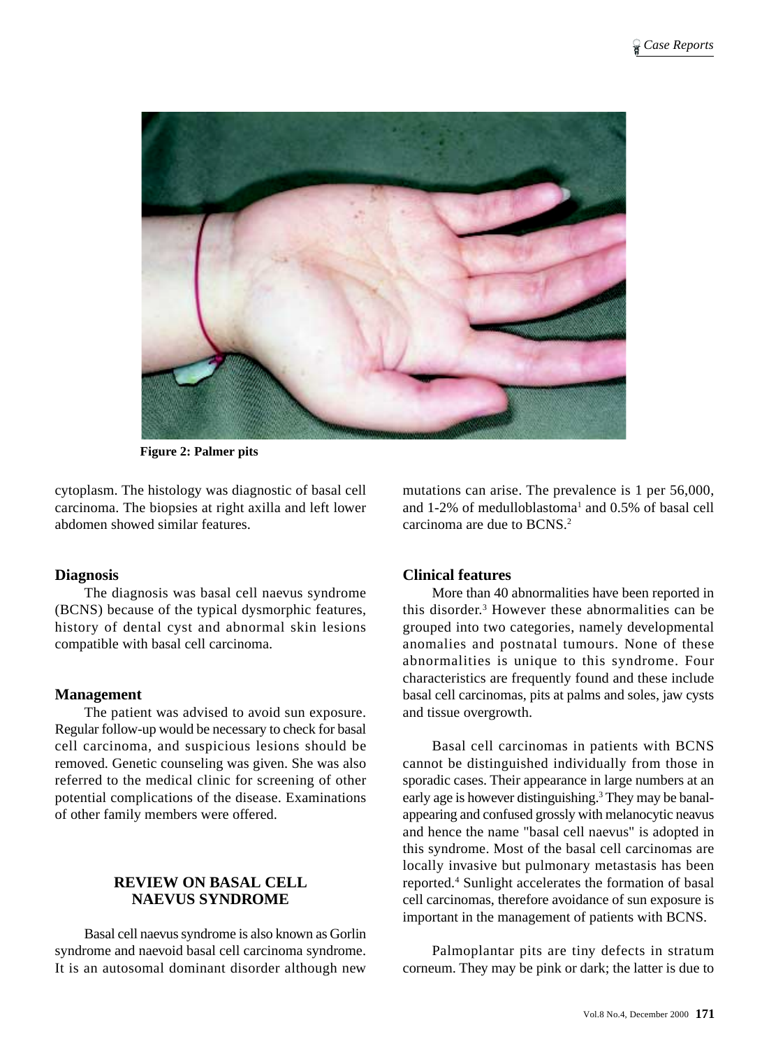Figure 2: Palmer pits

cytoplasm. The histology was diagnostic of basal cell carcinoma. The biopsies at right axilla and left lower abdomen showed similar features.

### Diagnosis

The diagnosis was basal cell naevus syndrome (BCNS) because of the typical dysmorphic features, history of dental cyst and abnormal skin lesions compatible with basal cell carcinoma.

### Management

The patient was advised to avoid sun exposure. Regular follow-up would be necessary to check for basal cell carcinoma, and suspicious lesions should be removed. Genetic counseling was given. She was also referred to the medical clinic for screening of other potential complications of the disease. Examinations of other family members were offered.

## REVIEW ON BASAL CELL NAEVUS SYNDROME

Basal cell naevus syndrome is also known as Gorlin syndrome and naevoid basal cell carcinoma syndrome. It is an autosomal dominant disorder although new mutations can arise. The prevalence is 1 per 56,000, and 1-2% of medulloblastoma[1] and 0.5% of basal cell carcinoma are due to BCNS.[2]

### Clinical features

More than 40 abnormalities have been reported in this disorder.[3] However these abnormalities can be grouped into two categories, namely developmental anomalies and postnatal tumours. None of these abnormalities is unique to this syndrome. Four characteristics are frequently found and these include basal cell carcinomas, pits at palms and soles, jaw cysts and tissue overgrowth.

Basal cell carcinomas in patients with BCNS cannot be distinguished individually from those in sporadic cases. Their appearance in large numbers at an early age is however distinguishing.[3] They may be banal-appearing and confused grossly with melanocytic neavus and hence the name "basal cell naevus" is adopted in this syndrome. Most of the basal cell carcinomas are locally invasive but pulmonary metastasis has been reported.[4] Sunlight accelerates the formation of basal cell carcinomas, therefore avoidance of sun exposure is important in the management of patients with BCNS.

Palmoplantar pits are tiny defects in stratum corneum. They may be pink or dark; the latter is due to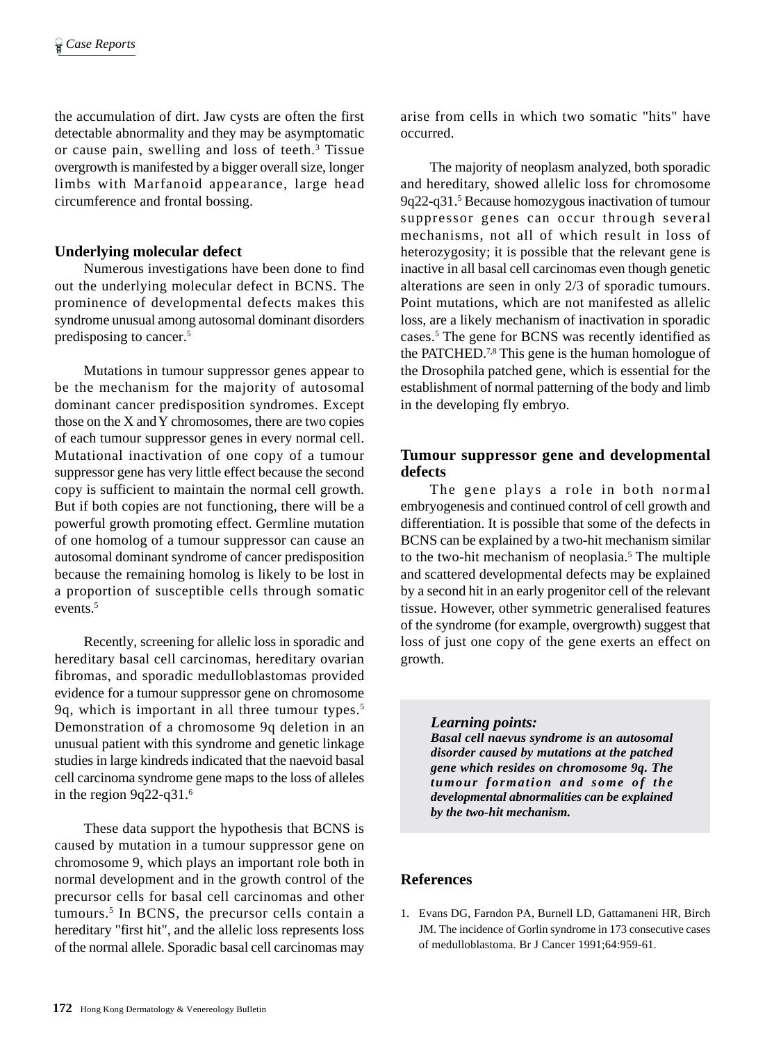the accumulation of dirt. Jaw cysts are often the first detectable abnormality and they may be asymptomatic or cause pain, swelling and loss of teeth.[3] Tissue overgrowth is manifested by a bigger overall size, longer limbs with Marfanoid appearance, large head circumference and frontal bossing.

## Underlying molecular defect

Numerous investigations have been done to find out the underlying molecular defect in BCNS. The prominence of developmental defects makes this syndrome unusual among autosomal dominant disorders predisposing to cancer.[5]

Mutations in tumour suppressor genes appear to be the mechanism for the majority of autosomal dominant cancer predisposition syndromes. Except those on the X and Y chromosomes, there are two copies of each tumour suppressor genes in every normal cell. Mutational inactivation of one copy of a tumour suppressor gene has very little effect because the second copy is sufficient to maintain the normal cell growth. But if both copies are not functioning, there will be a powerful growth promoting effect. Germline mutation of one homolog of a tumour suppressor can cause an autosomal dominant syndrome of cancer predisposition because the remaining homolog is likely to be lost in a proportion of susceptible cells through somatic events.[5]

Recently, screening for allelic loss in sporadic and hereditary basal cell carcinomas, hereditary ovarian fibromas, and sporadic medulloblastomas provided evidence for a tumour suppressor gene on chromosome 9q, which is important in all three tumour types.[5] Demonstration of a chromosome 9q deletion in an unusual patient with this syndrome and genetic linkage studies in large kindreds indicated that the naevoid basal cell carcinoma syndrome gene maps to the loss of alleles in the region 9q22-q31.[6]

These data support the hypothesis that BCNS is caused by mutation in a tumour suppressor gene on chromosome 9, which plays an important role both in normal development and in the growth control of the precursor cells for basal cell carcinomas and other tumours.[5] In BCNS, the precursor cells contain a hereditary "first hit", and the allelic loss represents loss of the normal allele. Sporadic basal cell carcinomas may arise from cells in which two somatic "hits" have occurred.

The majority of neoplasm analyzed, both sporadic and hereditary, showed allelic loss for chromosome 9q22-q31.[5] Because homozygous inactivation of tumour suppressor genes can occur through several mechanisms, not all of which result in loss of heterozygosity; it is possible that the relevant gene is inactive in all basal cell carcinomas even though genetic alterations are seen in only 2/3 of sporadic tumours. Point mutations, which are not manifested as allelic loss, are a likely mechanism of inactivation in sporadic cases.[5] The gene for BCNS was recently identified as the PATCHED.[7,8] This gene is the human homologue of the Drosophila patched gene, which is essential for the establishment of normal patterning of the body and limb in the developing fly embryo.

## Tumour suppressor gene and developmental defects

The gene plays a role in both normal embryogenesis and continued control of cell growth and differentiation. It is possible that some of the defects in BCNS can be explained by a two-hit mechanism similar to the two-hit mechanism of neoplasia.[5] The multiple and scattered developmental defects may be explained by a second hit in an early progenitor cell of the relevant tissue. However, other symmetric generalised features of the syndrome (for example, overgrowth) suggest that loss of just one copy of the gene exerts an effect on growth.

> ***Learning points:***
> ***Basal cell naevus syndrome is an autosomal disorder caused by mutations at the patched gene which resides on chromosome 9q. The tumour formation and some of the developmental abnormalities can be explained by the two-hit mechanism.***

## References

1. Evans DG, Farndon PA, Burnell LD, Gattamaneni HR, Birch JM. The incidence of Gorlin syndrome in 173 consecutive cases of medulloblastoma. Br J Cancer 1991;64:959-61.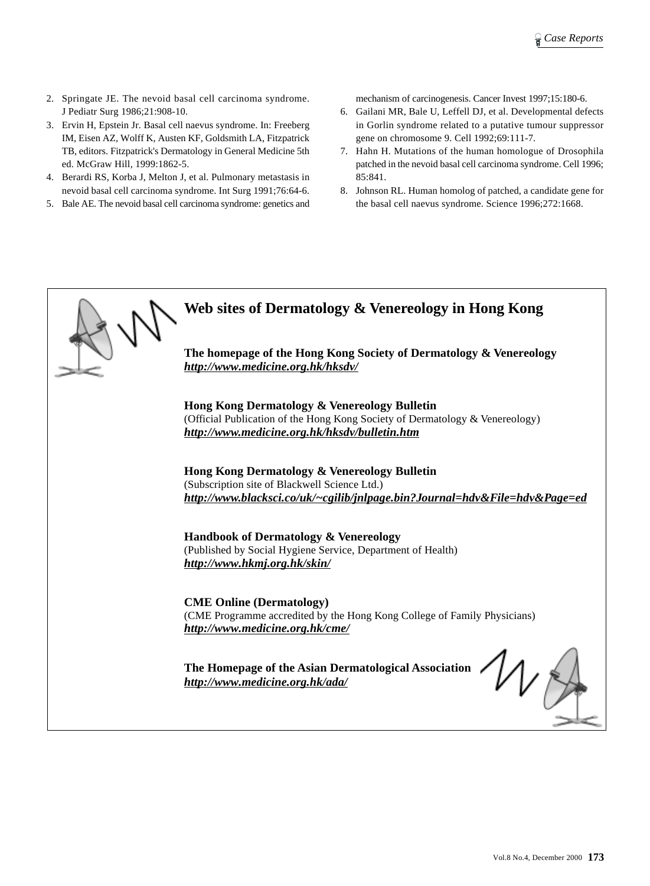2. Springate JE. The nevoid basal cell carcinoma syndrome. J Pediatr Surg 1986;21:908-10.
3. Ervin H, Epstein Jr. Basal cell naevus syndrome. In: Freeberg IM, Eisen AZ, Wolff K, Austen KF, Goldsmith LA, Fitzpatrick TB, editors. Fitzpatrick's Dermatology in General Medicine 5th ed. McGraw Hill, 1999:1862-5.
4. Berardi RS, Korba J, Melton J, et al. Pulmonary metastasis in nevoid basal cell carcinoma syndrome. Int Surg 1991;76:64-6.
5. Bale AE. The nevoid basal cell carcinoma syndrome: genetics and mechanism of carcinogenesis. Cancer Invest 1997;15:180-6.
6. Gailani MR, Bale U, Leffell DJ, et al. Developmental defects in Gorlin syndrome related to a putative tumour suppressor gene on chromosome 9. Cell 1992;69:111-7.
7. Hahn H. Mutations of the human homologue of Drosophila patched in the nevoid basal cell carcinoma syndrome. Cell 1996; 85:841.
8. Johnson RL. Human homolog of patched, a candidate gene for the basal cell naevus syndrome. Science 1996;272:1668.

## Web sites of Dermatology & Venereology in Hong Kong

**The homepage of the Hong Kong Society of Dermatology & Venereology**
***http://www.medicine.org.hk/hksdv/***

**Hong Kong Dermatology & Venereology Bulletin**
(Official Publication of the Hong Kong Society of Dermatology & Venereology)
***http://www.medicine.org.hk/hksdv/bulletin.htm***

**Hong Kong Dermatology & Venereology Bulletin**
(Subscription site of Blackwell Science Ltd.)
***http://www.blacksci.co/uk/~cgilib/jnlpage.bin?Journal=hdv&File=hdv&Page=ed***

**Handbook of Dermatology & Venereology**
(Published by Social Hygiene Service, Department of Health)
***http://www.hkmj.org.hk/skin/***

**CME Online (Dermatology)**
(CME Programme accredited by the Hong Kong College of Family Physicians)
***http://www.medicine.org.hk/cme/***

**The Homepage of the Asian Dermatological Association**
***http://www.medicine.org.hk/ada/***